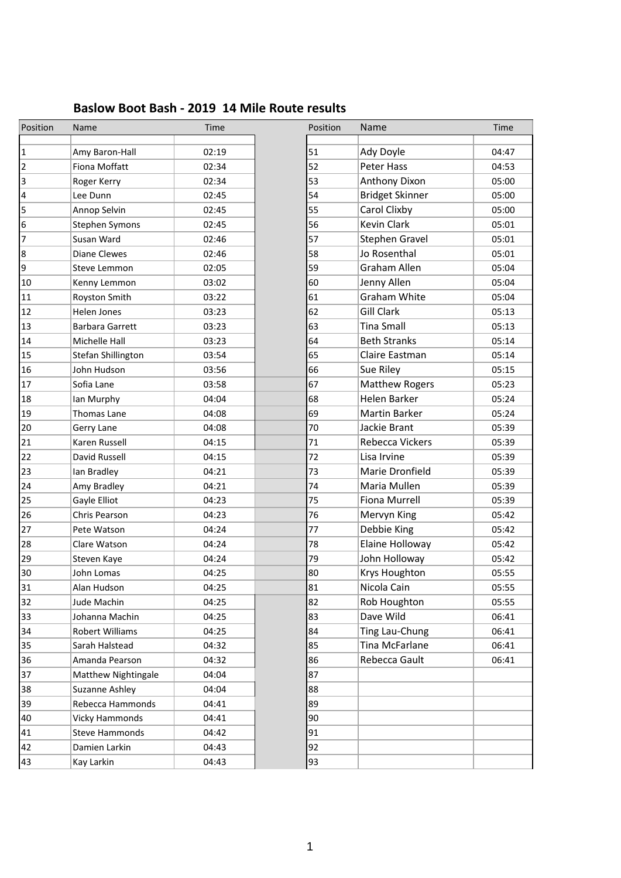# Baslow Boot Bash - 2019 14 Mile Route results

| Position | Name | Time | Position | Name | Time |
|---|---|---|---|---|---|
| | | | | | |
| 1 | Amy Baron-Hall | 02:19 | 51 | Ady Doyle | 04:47 |
| 2 | Fiona Moffatt | 02:34 | 52 | Peter Hass | 04:53 |
| 3 | Roger Kerry | 02:34 | 53 | Anthony Dixon | 05:00 |
| 4 | Lee Dunn | 02:45 | 54 | Bridget Skinner | 05:00 |
| 5 | Annop Selvin | 02:45 | 55 | Carol Clixby | 05:00 |
| 6 | Stephen Symons | 02:45 | 56 | Kevin Clark | 05:01 |
| 7 | Susan Ward | 02:46 | 57 | Stephen Gravel | 05:01 |
| 8 | Diane Clewes | 02:46 | 58 | Jo Rosenthal | 05:01 |
| 9 | Steve Lemmon | 02:05 | 59 | Graham Allen | 05:04 |
| 10 | Kenny Lemmon | 03:02 | 60 | Jenny Allen | 05:04 |
| 11 | Royston Smith | 03:22 | 61 | Graham White | 05:04 |
| 12 | Helen Jones | 03:23 | 62 | Gill Clark | 05:13 |
| 13 | Barbara Garrett | 03:23 | 63 | Tina Small | 05:13 |
| 14 | Michelle Hall | 03:23 | 64 | Beth Stranks | 05:14 |
| 15 | Stefan Shillington | 03:54 | 65 | Claire Eastman | 05:14 |
| 16 | John Hudson | 03:56 | 66 | Sue Riley | 05:15 |
| 17 | Sofia Lane | 03:58 | 67 | Matthew Rogers | 05:23 |
| 18 | Ian Murphy | 04:04 | 68 | Helen Barker | 05:24 |
| 19 | Thomas Lane | 04:08 | 69 | Martin Barker | 05:24 |
| 20 | Gerry Lane | 04:08 | 70 | Jackie Brant | 05:39 |
| 21 | Karen Russell | 04:15 | 71 | Rebecca Vickers | 05:39 |
| 22 | David Russell | 04:15 | 72 | Lisa Irvine | 05:39 |
| 23 | Ian Bradley | 04:21 | 73 | Marie Dronfield | 05:39 |
| 24 | Amy Bradley | 04:21 | 74 | Maria Mullen | 05:39 |
| 25 | Gayle Elliot | 04:23 | 75 | Fiona Murrell | 05:39 |
| 26 | Chris Pearson | 04:23 | 76 | Mervyn King | 05:42 |
| 27 | Pete Watson | 04:24 | 77 | Debbie King | 05:42 |
| 28 | Clare Watson | 04:24 | 78 | Elaine Holloway | 05:42 |
| 29 | Steven Kaye | 04:24 | 79 | John Holloway | 05:42 |
| 30 | John Lomas | 04:25 | 80 | Krys Houghton | 05:55 |
| 31 | Alan Hudson | 04:25 | 81 | Nicola Cain | 05:55 |
| 32 | Jude Machin | 04:25 | 82 | Rob Houghton | 05:55 |
| 33 | Johanna Machin | 04:25 | 83 | Dave Wild | 06:41 |
| 34 | Robert Williams | 04:25 | 84 | Ting Lau-Chung | 06:41 |
| 35 | Sarah Halstead | 04:32 | 85 | Tina McFarlane | 06:41 |
| 36 | Amanda Pearson | 04:32 | 86 | Rebecca Gault | 06:41 |
| 37 | Matthew Nightingale | 04:04 | 87 | | |
| 38 | Suzanne Ashley | 04:04 | 88 | | |
| 39 | Rebecca Hammonds | 04:41 | 89 | | |
| 40 | Vicky Hammonds | 04:41 | 90 | | |
| 41 | Steve Hammonds | 04:42 | 91 | | |
| 42 | Damien Larkin | 04:43 | 92 | | |
| 43 | Kay Larkin | 04:43 | 93 | | |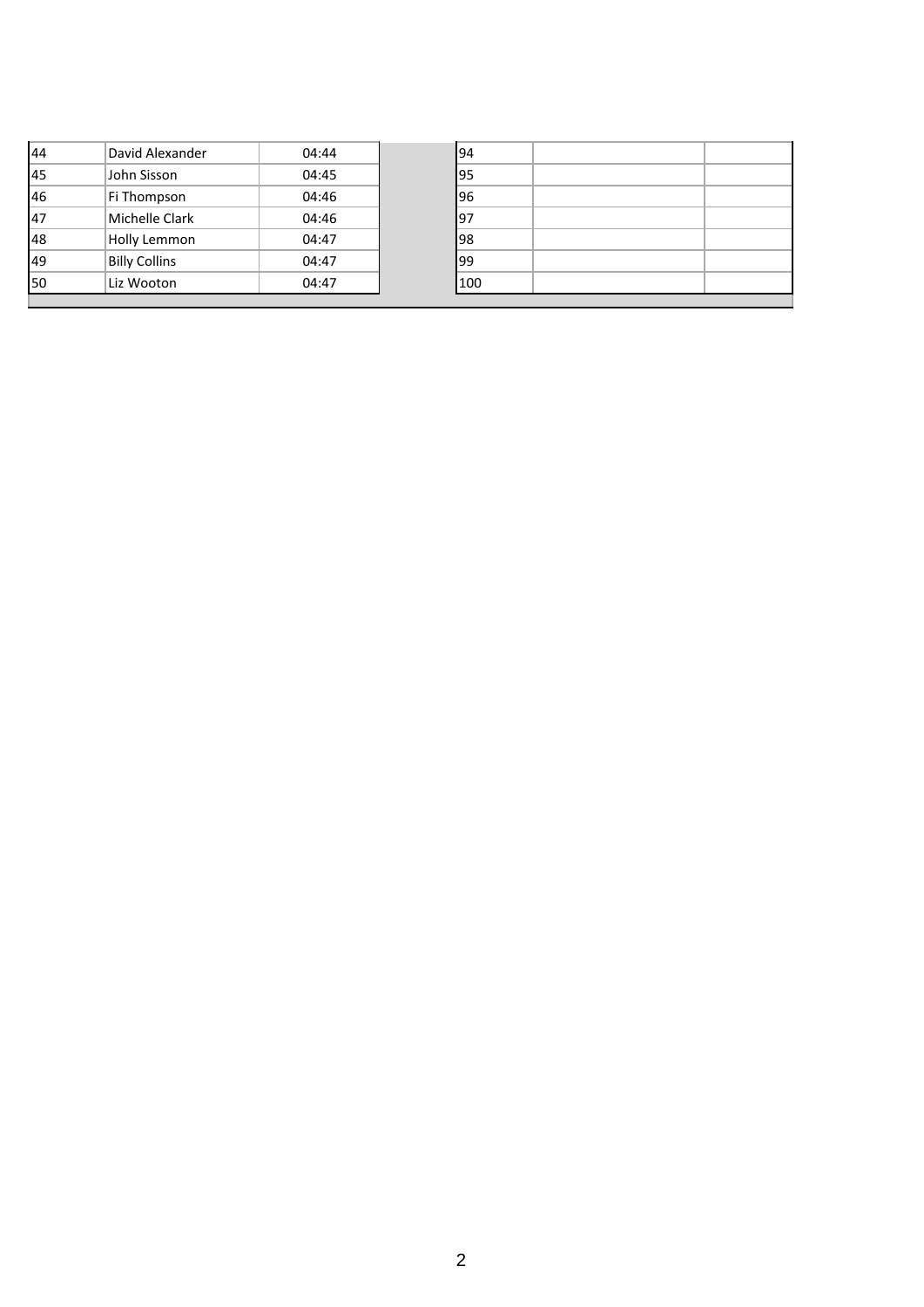| | | | | | | |
|---|---|---|---|---|---|---|
| 44 | David Alexander | 04:44 | | 94 | | |
| 45 | John Sisson | 04:45 | | 95 | | |
| 46 | Fi Thompson | 04:46 | | 96 | | |
| 47 | Michelle Clark | 04:46 | | 97 | | |
| 48 | Holly Lemmon | 04:47 | | 98 | | |
| 49 | Billy Collins | 04:47 | | 99 | | |
| 50 | Liz Wooton | 04:47 | | 100 | | |